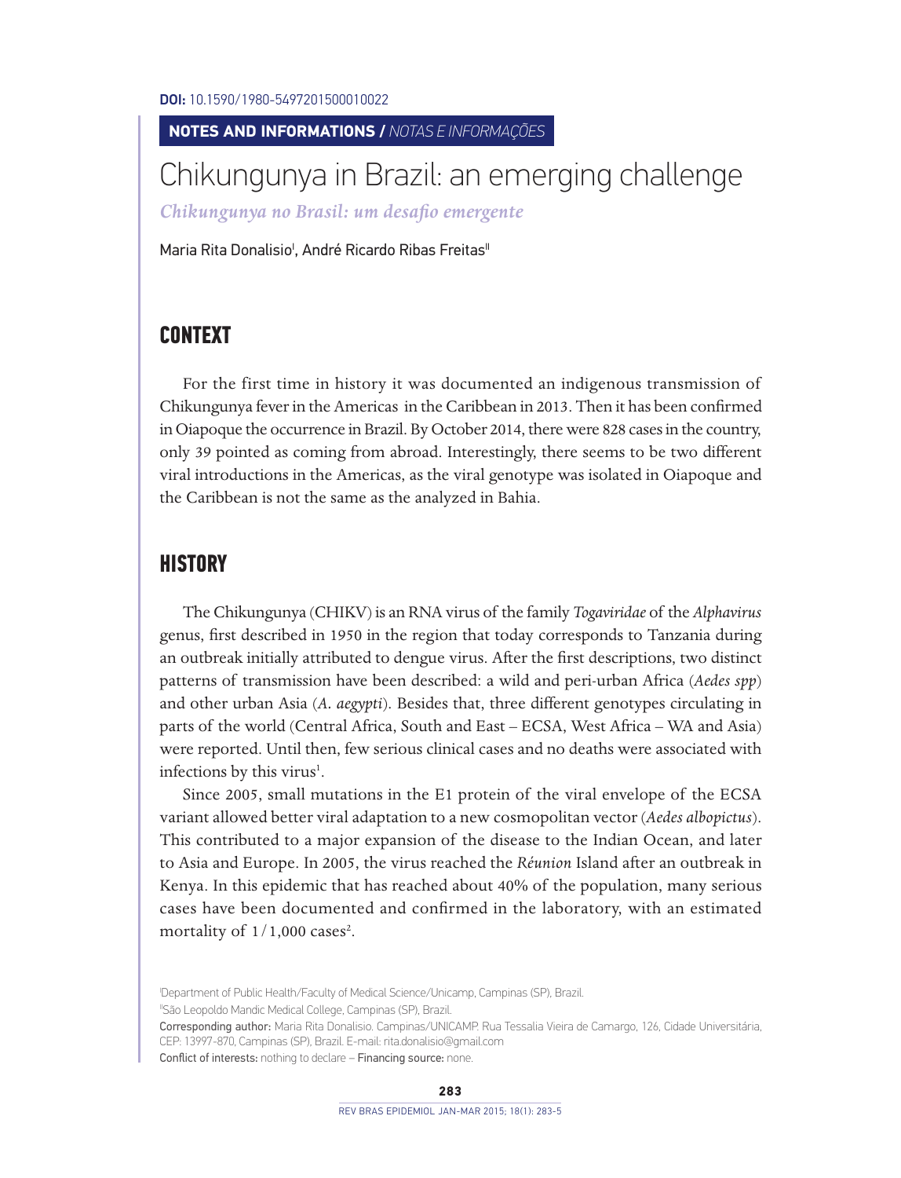**DOI:** 10.1590/1980-5497201500010022

**NOTES AND INFORMATIONS /** *NOTAS E INFORMAÇÕES*

# Chikungunya in Brazil: an emerging challenge

***Chikungunya no Brasil: um desafio emergente***

Maria Rita Donalisio[I], André Ricardo Ribas Freitas[II]

## CONTEXT

For the first time in history it was documented an indigenous transmission of Chikungunya fever in the Americas in the Caribbean in 2013. Then it has been confirmed in Oiapoque the occurrence in Brazil. By October 2014, there were 828 cases in the country, only 39 pointed as coming from abroad. Interestingly, there seems to be two different viral introductions in the Americas, as the viral genotype was isolated in Oiapoque and the Caribbean is not the same as the analyzed in Bahia.

## HISTORY

The Chikungunya (CHIKV) is an RNA virus of the family *Togaviridae* of the *Alphavirus* genus, first described in 1950 in the region that today corresponds to Tanzania during an outbreak initially attributed to dengue virus. After the first descriptions, two distinct patterns of transmission have been described: a wild and peri-urban Africa (*Aedes spp*) and other urban Asia (*A. aegypti*). Besides that, three different genotypes circulating in parts of the world (Central Africa, South and East – ECSA, West Africa – WA and Asia) were reported. Until then, few serious clinical cases and no deaths were associated with infections by this virus[1].

Since 2005, small mutations in the E1 protein of the viral envelope of the ECSA variant allowed better viral adaptation to a new cosmopolitan vector (*Aedes albopictus*). This contributed to a major expansion of the disease to the Indian Ocean, and later to Asia and Europe. In 2005, the virus reached the *Réunion* Island after an outbreak in Kenya. In this epidemic that has reached about 40% of the population, many serious cases have been documented and confirmed in the laboratory, with an estimated mortality of 1/1,000 cases[2].

[I]Department of Public Health/Faculty of Medical Science/Unicamp, Campinas (SP), Brazil.

[II]São Leopoldo Mandic Medical College, Campinas (SP), Brazil.

Corresponding author: Maria Rita Donalisio. Campinas/UNICAMP. Rua Tessalia Vieira de Camargo, 126, Cidade Universitária, CEP: 13997-870, Campinas (SP), Brazil. E-mail: rita.donalisio@gmail.com

Conflict of interests: nothing to declare – Financing source: none.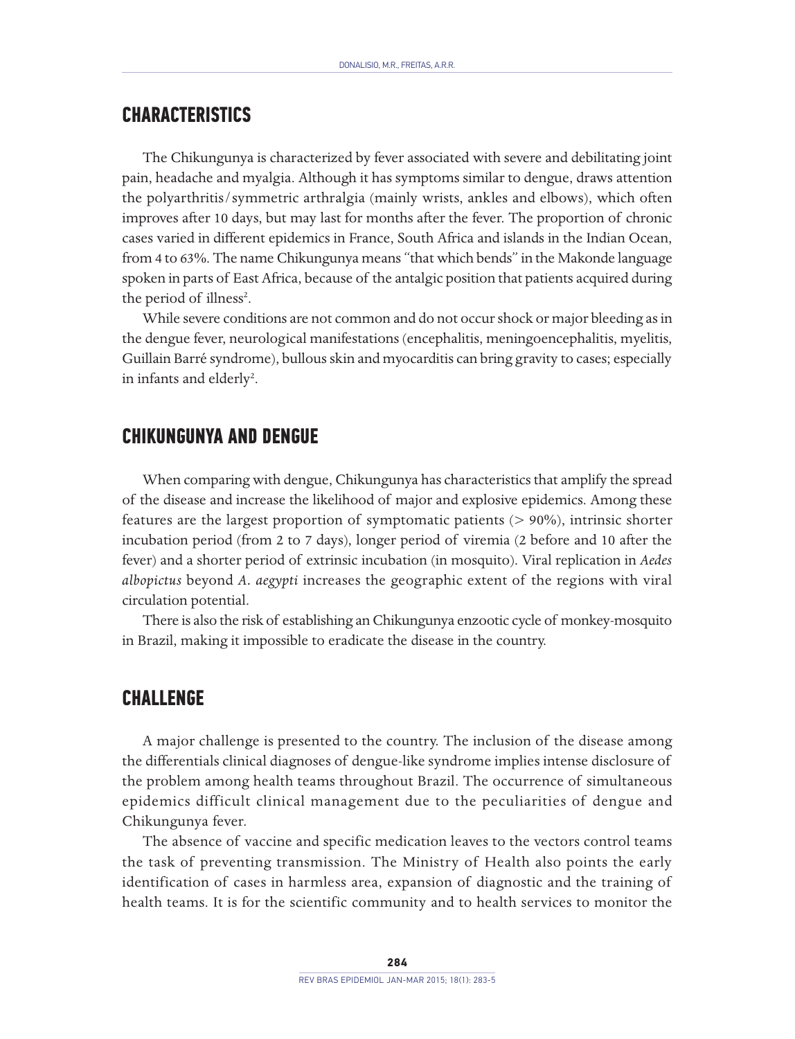## CHARACTERISTICS

The Chikungunya is characterized by fever associated with severe and debilitating joint pain, headache and myalgia. Although it has symptoms similar to dengue, draws attention the polyarthritis/symmetric arthralgia (mainly wrists, ankles and elbows), which often improves after 10 days, but may last for months after the fever. The proportion of chronic cases varied in different epidemics in France, South Africa and islands in the Indian Ocean, from 4 to 63%. The name Chikungunya means "that which bends" in the Makonde language spoken in parts of East Africa, because of the antalgic position that patients acquired during the period of illness[2].

While severe conditions are not common and do not occur shock or major bleeding as in the dengue fever, neurological manifestations (encephalitis, meningoencephalitis, myelitis, Guillain Barré syndrome), bullous skin and myocarditis can bring gravity to cases; especially in infants and elderly[2].

## CHIKUNGUNYA AND DENGUE

When comparing with dengue, Chikungunya has characteristics that amplify the spread of the disease and increase the likelihood of major and explosive epidemics. Among these features are the largest proportion of symptomatic patients (> 90%), intrinsic shorter incubation period (from 2 to 7 days), longer period of viremia (2 before and 10 after the fever) and a shorter period of extrinsic incubation (in mosquito). Viral replication in *Aedes albopictus* beyond *A. aegypti* increases the geographic extent of the regions with viral circulation potential.

There is also the risk of establishing an Chikungunya enzootic cycle of monkey-mosquito in Brazil, making it impossible to eradicate the disease in the country.

## CHALLENGE

A major challenge is presented to the country. The inclusion of the disease among the differentials clinical diagnoses of dengue-like syndrome implies intense disclosure of the problem among health teams throughout Brazil. The occurrence of simultaneous epidemics difficult clinical management due to the peculiarities of dengue and Chikungunya fever.

The absence of vaccine and specific medication leaves to the vectors control teams the task of preventing transmission. The Ministry of Health also points the early identification of cases in harmless area, expansion of diagnostic and the training of health teams. It is for the scientific community and to health services to monitor the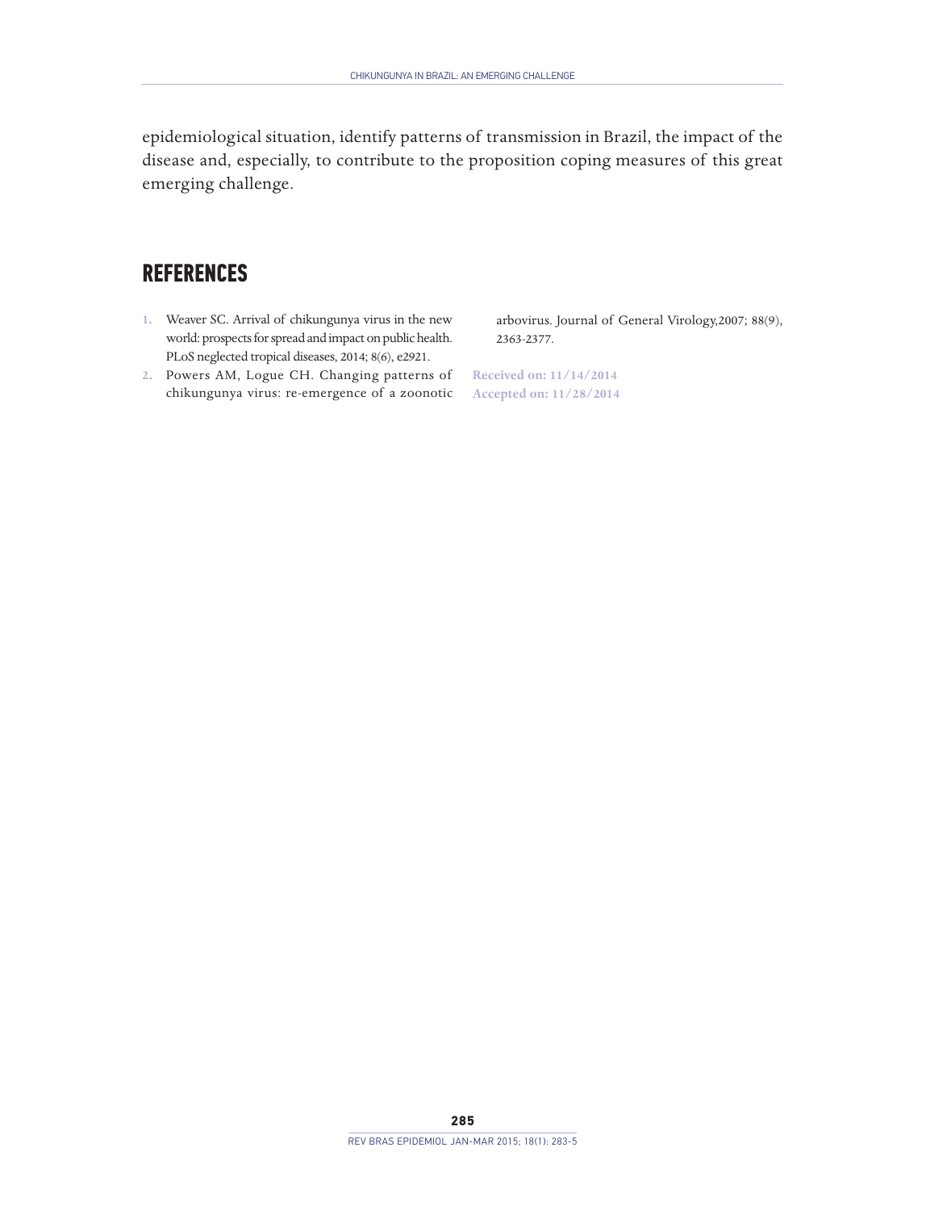epidemiological situation, identify patterns of transmission in Brazil, the impact of the disease and, especially, to contribute to the proposition coping measures of this great emerging challenge.

## REFERENCES

1. Weaver SC. Arrival of chikungunya virus in the new world: prospects for spread and impact on public health. PLoS neglected tropical diseases, 2014; 8(6), e2921.
2. Powers AM, Logue CH. Changing patterns of chikungunya virus: re-emergence of a zoonotic arbovirus. Journal of General Virology,2007; 88(9), 2363-2377.

**Received on: 11/14/2014**
**Accepted on: 11/28/2014**